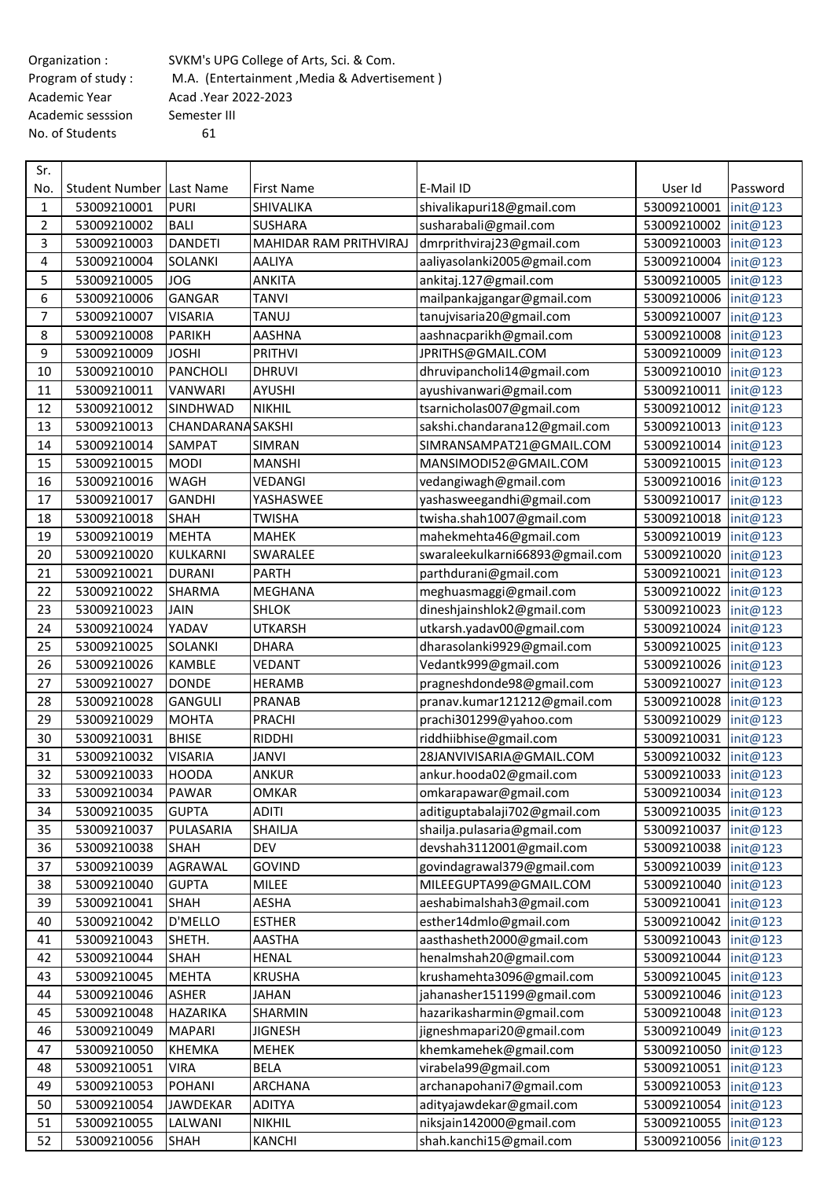Organization : SVKM's UPG College of Arts, Sci. & Com.
Program of study : M.A. (Entertainment ,Media & Advertisement )
Academic Year Acad .Year 2022-2023
Academic sesssion Semester III
No. of Students 61

| Sr. No. | Student Number | Last Name | First Name | E-Mail ID | User Id | Password |
|---|---|---|---|---|---|---|
| 1 | 53009210001 | PURI | SHIVALIKA | shivalikapuri18@gmail.com | 53009210001 | init@123 |
| 2 | 53009210002 | BALI | SUSHARA | susharabali@gmail.com | 53009210002 | init@123 |
| 3 | 53009210003 | DANDETI | MAHIDAR RAM PRITHVIRAJ | dmrprithviraj23@gmail.com | 53009210003 | init@123 |
| 4 | 53009210004 | SOLANKI | AALIYA | aaliyasolanki2005@gmail.com | 53009210004 | init@123 |
| 5 | 53009210005 | JOG | ANKITA | ankitaj.127@gmail.com | 53009210005 | init@123 |
| 6 | 53009210006 | GANGAR | TANVI | mailpankajgangar@gmail.com | 53009210006 | init@123 |
| 7 | 53009210007 | VISARIA | TANUJ | tanujvisaria20@gmail.com | 53009210007 | init@123 |
| 8 | 53009210008 | PARIKH | AASHNA | aashnacparikh@gmail.com | 53009210008 | init@123 |
| 9 | 53009210009 | JOSHI | PRITHVI | JPRITHS@GMAIL.COM | 53009210009 | init@123 |
| 10 | 53009210010 | PANCHOLI | DHRUVI | dhruvipancholi14@gmail.com | 53009210010 | init@123 |
| 11 | 53009210011 | VANWARI | AYUSHI | ayushivanwari@gmail.com | 53009210011 | init@123 |
| 12 | 53009210012 | SINDHWAD | NIKHIL | tsarnicholas007@gmail.com | 53009210012 | init@123 |
| 13 | 53009210013 | CHANDARANA | SAKSHI | sakshi.chandarana12@gmail.com | 53009210013 | init@123 |
| 14 | 53009210014 | SAMPAT | SIMRAN | SIMRANSAMPAT21@GMAIL.COM | 53009210014 | init@123 |
| 15 | 53009210015 | MODI | MANSHI | MANSIMODI52@GMAIL.COM | 53009210015 | init@123 |
| 16 | 53009210016 | WAGH | VEDANGI | vedangiwagh@gmail.com | 53009210016 | init@123 |
| 17 | 53009210017 | GANDHI | YASHASWEE | yashasweegandhi@gmail.com | 53009210017 | init@123 |
| 18 | 53009210018 | SHAH | TWISHA | twisha.shah1007@gmail.com | 53009210018 | init@123 |
| 19 | 53009210019 | MEHTA | MAHEK | mahekmehta46@gmail.com | 53009210019 | init@123 |
| 20 | 53009210020 | KULKARNI | SWARALEE | swaraleekulkarni66893@gmail.com | 53009210020 | init@123 |
| 21 | 53009210021 | DURANI | PARTH | parthdurani@gmail.com | 53009210021 | init@123 |
| 22 | 53009210022 | SHARMA | MEGHANA | meghuasmaggi@gmail.com | 53009210022 | init@123 |
| 23 | 53009210023 | JAIN | SHLOK | dineshjainshlok2@gmail.com | 53009210023 | init@123 |
| 24 | 53009210024 | YADAV | UTKARSH | utkarsh.yadav00@gmail.com | 53009210024 | init@123 |
| 25 | 53009210025 | SOLANKI | DHARA | dharasolanki9929@gmail.com | 53009210025 | init@123 |
| 26 | 53009210026 | KAMBLE | VEDANT | Vedantk999@gmail.com | 53009210026 | init@123 |
| 27 | 53009210027 | DONDE | HERAMB | pragneshdonde98@gmail.com | 53009210027 | init@123 |
| 28 | 53009210028 | GANGULI | PRANAB | pranav.kumar121212@gmail.com | 53009210028 | init@123 |
| 29 | 53009210029 | MOHTA | PRACHI | prachi301299@yahoo.com | 53009210029 | init@123 |
| 30 | 53009210031 | BHISE | RIDDHI | riddhiibhise@gmail.com | 53009210031 | init@123 |
| 31 | 53009210032 | VISARIA | JANVI | 28JANVIVISARIA@GMAIL.COM | 53009210032 | init@123 |
| 32 | 53009210033 | HOODA | ANKUR | ankur.hooda02@gmail.com | 53009210033 | init@123 |
| 33 | 53009210034 | PAWAR | OMKAR | omkarapawar@gmail.com | 53009210034 | init@123 |
| 34 | 53009210035 | GUPTA | ADITI | aditiguptabalaji702@gmail.com | 53009210035 | init@123 |
| 35 | 53009210037 | PULASARIA | SHAILJA | shailja.pulasaria@gmail.com | 53009210037 | init@123 |
| 36 | 53009210038 | SHAH | DEV | devshah3112001@gmail.com | 53009210038 | init@123 |
| 37 | 53009210039 | AGRAWAL | GOVIND | govindagrawal379@gmail.com | 53009210039 | init@123 |
| 38 | 53009210040 | GUPTA | MILEE | MILEEGUPTA99@GMAIL.COM | 53009210040 | init@123 |
| 39 | 53009210041 | SHAH | AESHA | aeshabimalshah3@gmail.com | 53009210041 | init@123 |
| 40 | 53009210042 | D'MELLO | ESTHER | esther14dmlo@gmail.com | 53009210042 | init@123 |
| 41 | 53009210043 | SHETH. | AASTHA | aasthasheth2000@gmail.com | 53009210043 | init@123 |
| 42 | 53009210044 | SHAH | HENAL | henalmshah20@gmail.com | 53009210044 | init@123 |
| 43 | 53009210045 | MEHTA | KRUSHA | krushamehta3096@gmail.com | 53009210045 | init@123 |
| 44 | 53009210046 | ASHER | JAHAN | jahanasher151199@gmail.com | 53009210046 | init@123 |
| 45 | 53009210048 | HAZARIKA | SHARMIN | hazarikasharmin@gmail.com | 53009210048 | init@123 |
| 46 | 53009210049 | MAPARI | JIGNESH | jigneshmapari20@gmail.com | 53009210049 | init@123 |
| 47 | 53009210050 | KHEMKA | MEHEK | khemkamehek@gmail.com | 53009210050 | init@123 |
| 48 | 53009210051 | VIRA | BELA | virabela99@gmail.com | 53009210051 | init@123 |
| 49 | 53009210053 | POHANI | ARCHANA | archanapohani7@gmail.com | 53009210053 | init@123 |
| 50 | 53009210054 | JAWDEKAR | ADITYA | adityajawdekar@gmail.com | 53009210054 | init@123 |
| 51 | 53009210055 | LALWANI | NIKHIL | niksjain142000@gmail.com | 53009210055 | init@123 |
| 52 | 53009210056 | SHAH | KANCHI | shah.kanchi15@gmail.com | 53009210056 | init@123 |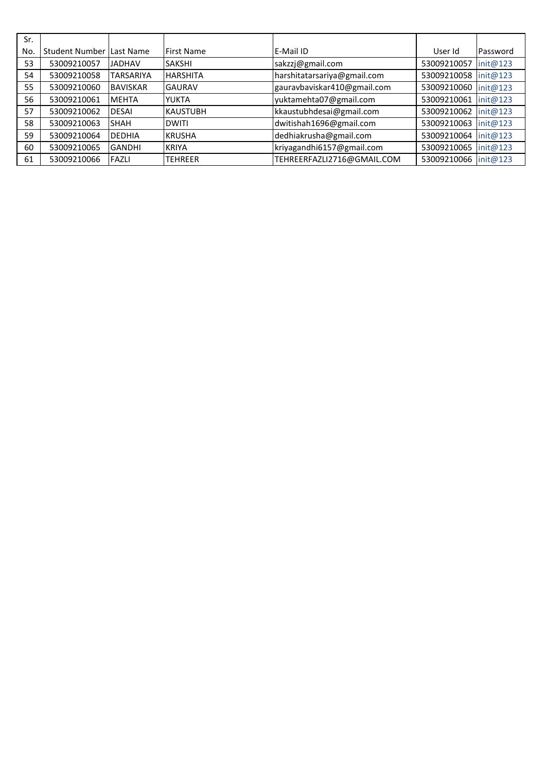| Sr. No. | Student Number | Last Name | First Name | E-Mail ID | User Id | Password |
|---|---|---|---|---|---|---|
| 53 | 53009210057 | JADHAV | SAKSHI | sakzzj@gmail.com | 53009210057 | init@123 |
| 54 | 53009210058 | TARSARIYA | HARSHITA | harshitatarsariya@gmail.com | 53009210058 | init@123 |
| 55 | 53009210060 | BAVISKAR | GAURAV | gauravbaviskar410@gmail.com | 53009210060 | init@123 |
| 56 | 53009210061 | MEHTA | YUKTA | yuktamehta07@gmail.com | 53009210061 | init@123 |
| 57 | 53009210062 | DESAI | KAUSTUBH | kkaustubhdesai@gmail.com | 53009210062 | init@123 |
| 58 | 53009210063 | SHAH | DWITI | dwitishah1696@gmail.com | 53009210063 | init@123 |
| 59 | 53009210064 | DEDHIA | KRUSHA | dedhiakrusha@gmail.com | 53009210064 | init@123 |
| 60 | 53009210065 | GANDHI | KRIYA | kriyagandhi6157@gmail.com | 53009210065 | init@123 |
| 61 | 53009210066 | FAZLI | TEHREER | TEHREERFAZLI2716@GMAIL.COM | 53009210066 | init@123 |